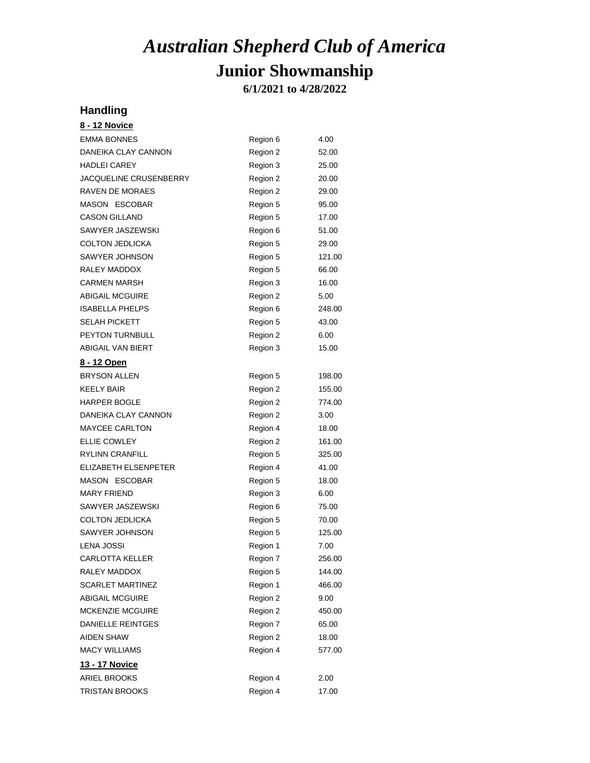# *Australian Shepherd Club of America*

## Junior Showmanship

**6/1/2021 to 4/28/2022**

### Handling

**8 - 12 Novice**

| | | |
|---|---|---|
| EMMA BONNES | Region 6 | 4.00 |
| DANEIKA CLAY CANNON | Region 2 | 52.00 |
| HADLEI CAREY | Region 3 | 25.00 |
| JACQUELINE CRUSENBERRY | Region 2 | 20.00 |
| RAVEN DE MORAES | Region 2 | 29.00 |
| MASON ESCOBAR | Region 5 | 95.00 |
| CASON GILLAND | Region 5 | 17.00 |
| SAWYER JASZEWSKI | Region 6 | 51.00 |
| COLTON JEDLICKA | Region 5 | 29.00 |
| SAWYER JOHNSON | Region 5 | 121.00 |
| RALEY MADDOX | Region 5 | 66.00 |
| CARMEN MARSH | Region 3 | 16.00 |
| ABIGAIL MCGUIRE | Region 2 | 5.00 |
| ISABELLA PHELPS | Region 6 | 248.00 |
| SELAH PICKETT | Region 5 | 43.00 |
| PEYTON TURNBULL | Region 2 | 6.00 |
| ABIGAIL VAN BIERT | Region 3 | 15.00 |

**8 - 12 Open**

| | | |
|---|---|---|
| BRYSON ALLEN | Region 5 | 198.00 |
| KEELY BAIR | Region 2 | 155.00 |
| HARPER BOGLE | Region 2 | 774.00 |
| DANEIKA CLAY CANNON | Region 2 | 3.00 |
| MAYCEE CARLTON | Region 4 | 18.00 |
| ELLIE COWLEY | Region 2 | 161.00 |
| RYLINN CRANFILL | Region 5 | 325.00 |
| ELIZABETH ELSENPETER | Region 4 | 41.00 |
| MASON ESCOBAR | Region 5 | 18.00 |
| MARY FRIEND | Region 3 | 6.00 |
| SAWYER JASZEWSKI | Region 6 | 75.00 |
| COLTON JEDLICKA | Region 5 | 70.00 |
| SAWYER JOHNSON | Region 5 | 125.00 |
| LENA JOSSI | Region 1 | 7.00 |
| CARLOTTA KELLER | Region 7 | 256.00 |
| RALEY MADDOX | Region 5 | 144.00 |
| SCARLET MARTINEZ | Region 1 | 466.00 |
| ABIGAIL MCGUIRE | Region 2 | 9.00 |
| MCKENZIE MCGUIRE | Region 2 | 450.00 |
| DANIELLE REINTGES | Region 7 | 65.00 |
| AIDEN SHAW | Region 2 | 18.00 |
| MACY WILLIAMS | Region 4 | 577.00 |

**13 - 17 Novice**

| | | |
|---|---|---|
| ARIEL BROOKS | Region 4 | 2.00 |
| TRISTAN BROOKS | Region 4 | 17.00 |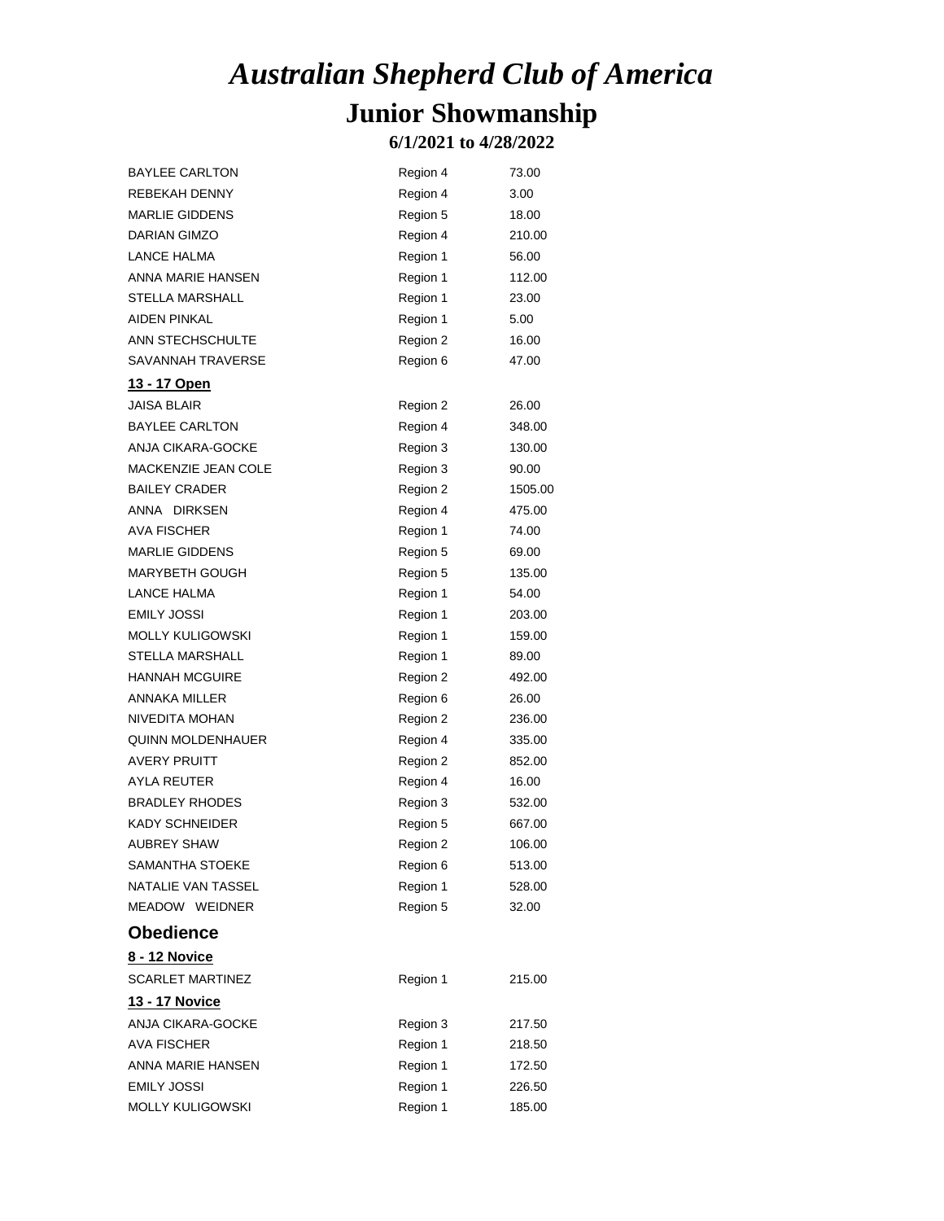# *Australian Shepherd Club of America*

## Junior Showmanship

### 6/1/2021 to 4/28/2022

| | | |
|---|---|---|
| BAYLEE CARLTON | Region 4 | 73.00 |
| REBEKAH DENNY | Region 4 | 3.00 |
| MARLIE GIDDENS | Region 5 | 18.00 |
| DARIAN GIMZO | Region 4 | 210.00 |
| LANCE HALMA | Region 1 | 56.00 |
| ANNA MARIE HANSEN | Region 1 | 112.00 |
| STELLA MARSHALL | Region 1 | 23.00 |
| AIDEN PINKAL | Region 1 | 5.00 |
| ANN STECHSCHULTE | Region 2 | 16.00 |
| SAVANNAH TRAVERSE | Region 6 | 47.00 |

**13 - 17 Open**

| | | |
|---|---|---|
| JAISA BLAIR | Region 2 | 26.00 |
| BAYLEE CARLTON | Region 4 | 348.00 |
| ANJA CIKARA-GOCKE | Region 3 | 130.00 |
| MACKENZIE JEAN COLE | Region 3 | 90.00 |
| BAILEY CRADER | Region 2 | 1505.00 |
| ANNA DIRKSEN | Region 4 | 475.00 |
| AVA FISCHER | Region 1 | 74.00 |
| MARLIE GIDDENS | Region 5 | 69.00 |
| MARYBETH GOUGH | Region 5 | 135.00 |
| LANCE HALMA | Region 1 | 54.00 |
| EMILY JOSSI | Region 1 | 203.00 |
| MOLLY KULIGOWSKI | Region 1 | 159.00 |
| STELLA MARSHALL | Region 1 | 89.00 |
| HANNAH MCGUIRE | Region 2 | 492.00 |
| ANNAKA MILLER | Region 6 | 26.00 |
| NIVEDITA MOHAN | Region 2 | 236.00 |
| QUINN MOLDENHAUER | Region 4 | 335.00 |
| AVERY PRUITT | Region 2 | 852.00 |
| AYLA REUTER | Region 4 | 16.00 |
| BRADLEY RHODES | Region 3 | 532.00 |
| KADY SCHNEIDER | Region 5 | 667.00 |
| AUBREY SHAW | Region 2 | 106.00 |
| SAMANTHA STOEKE | Region 6 | 513.00 |
| NATALIE VAN TASSEL | Region 1 | 528.00 |
| MEADOW WEIDNER | Region 5 | 32.00 |

## Obedience

**8 - 12 Novice**

| | | |
|---|---|---|
| SCARLET MARTINEZ | Region 1 | 215.00 |

**13 - 17 Novice**

| | | |
|---|---|---|
| ANJA CIKARA-GOCKE | Region 3 | 217.50 |
| AVA FISCHER | Region 1 | 218.50 |
| ANNA MARIE HANSEN | Region 1 | 172.50 |
| EMILY JOSSI | Region 1 | 226.50 |
| MOLLY KULIGOWSKI | Region 1 | 185.00 |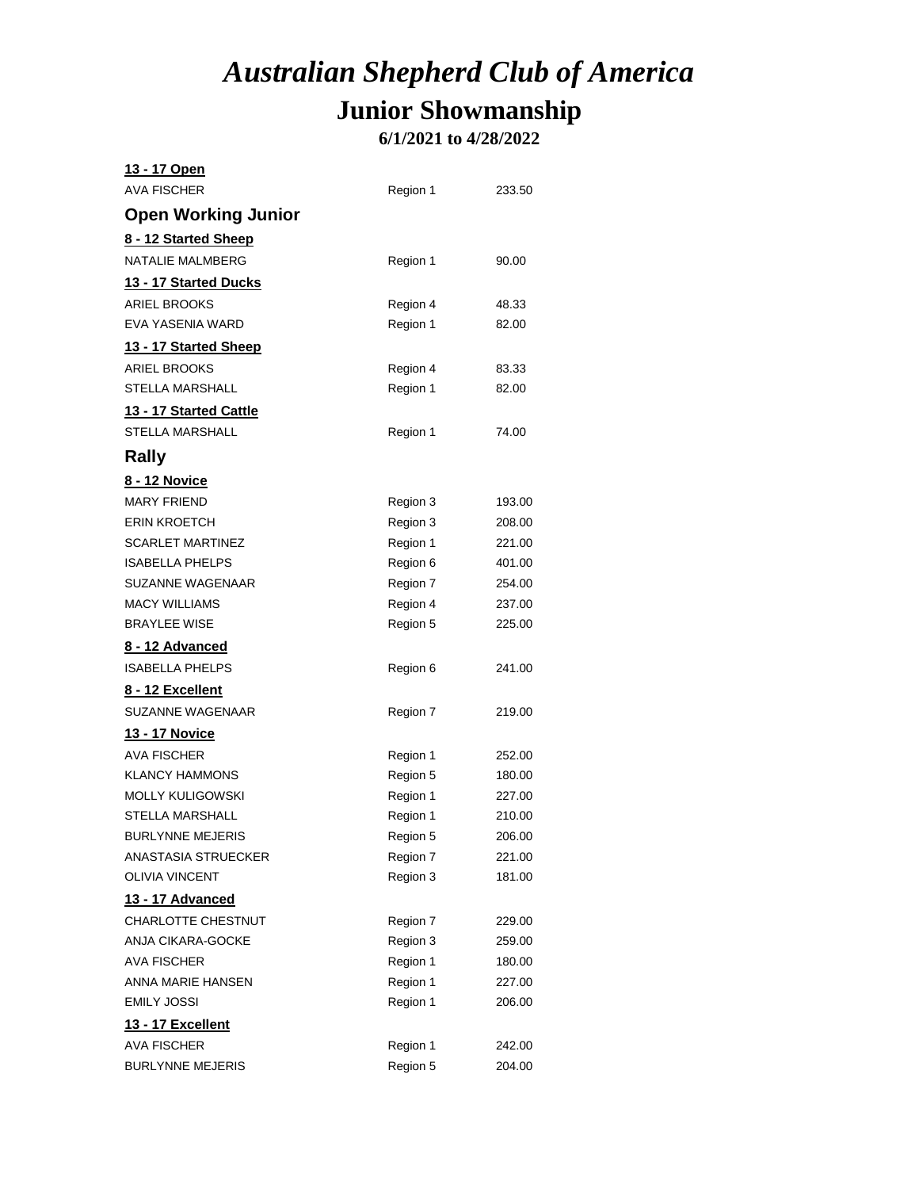# *Australian Shepherd Club of America*

## Junior Showmanship

**6/1/2021 to 4/28/2022**

**13 - 17 Open**

| | | |
|---|---|---|
| AVA FISCHER | Region 1 | 233.50 |

### Open Working Junior

**8 - 12 Started Sheep**

| | | |
|---|---|---|
| NATALIE MALMBERG | Region 1 | 90.00 |

**13 - 17 Started Ducks**

| | | |
|---|---|---|
| ARIEL BROOKS | Region 4 | 48.33 |
| EVA YASENIA WARD | Region 1 | 82.00 |

**13 - 17 Started Sheep**

| | | |
|---|---|---|
| ARIEL BROOKS | Region 4 | 83.33 |
| STELLA MARSHALL | Region 1 | 82.00 |

**13 - 17 Started Cattle**

| | | |
|---|---|---|
| STELLA MARSHALL | Region 1 | 74.00 |

### Rally

**8 - 12 Novice**

| | | |
|---|---|---|
| MARY FRIEND | Region 3 | 193.00 |
| ERIN KROETCH | Region 3 | 208.00 |
| SCARLET MARTINEZ | Region 1 | 221.00 |
| ISABELLA PHELPS | Region 6 | 401.00 |
| SUZANNE WAGENAAR | Region 7 | 254.00 |
| MACY WILLIAMS | Region 4 | 237.00 |
| BRAYLEE WISE | Region 5 | 225.00 |

**8 - 12 Advanced**

| | | |
|---|---|---|
| ISABELLA PHELPS | Region 6 | 241.00 |

**8 - 12 Excellent**

| | | |
|---|---|---|
| SUZANNE WAGENAAR | Region 7 | 219.00 |

**13 - 17 Novice**

| | | |
|---|---|---|
| AVA FISCHER | Region 1 | 252.00 |
| KLANCY HAMMONS | Region 5 | 180.00 |
| MOLLY KULIGOWSKI | Region 1 | 227.00 |
| STELLA MARSHALL | Region 1 | 210.00 |
| BURLYNNE MEJERIS | Region 5 | 206.00 |
| ANASTASIA STRUECKER | Region 7 | 221.00 |
| OLIVIA VINCENT | Region 3 | 181.00 |

**13 - 17 Advanced**

| | | |
|---|---|---|
| CHARLOTTE CHESTNUT | Region 7 | 229.00 |
| ANJA CIKARA-GOCKE | Region 3 | 259.00 |
| AVA FISCHER | Region 1 | 180.00 |
| ANNA MARIE HANSEN | Region 1 | 227.00 |
| EMILY JOSSI | Region 1 | 206.00 |

**13 - 17 Excellent**

| | | |
|---|---|---|
| AVA FISCHER | Region 1 | 242.00 |
| BURLYNNE MEJERIS | Region 5 | 204.00 |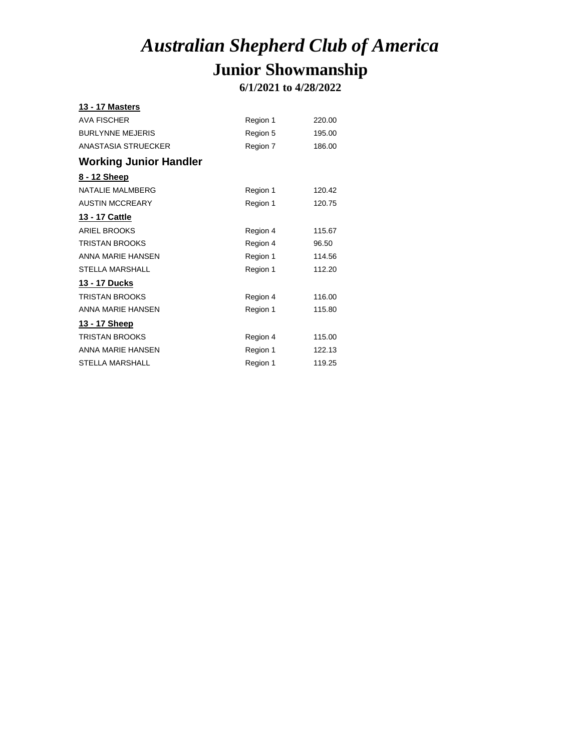# *Australian Shepherd Club of America*

## Junior Showmanship

### 6/1/2021 to 4/28/2022

**13 - 17 Masters**

| | | |
|---|---|---|
| AVA FISCHER | Region 1 | 220.00 |
| BURLYNNE MEJERIS | Region 5 | 195.00 |
| ANASTASIA STRUECKER | Region 7 | 186.00 |

## Working Junior Handler

**8 - 12 Sheep**

| | | |
|---|---|---|
| NATALIE MALMBERG | Region 1 | 120.42 |
| AUSTIN MCCREARY | Region 1 | 120.75 |

**13 - 17 Cattle**

| | | |
|---|---|---|
| ARIEL BROOKS | Region 4 | 115.67 |
| TRISTAN BROOKS | Region 4 | 96.50 |
| ANNA MARIE HANSEN | Region 1 | 114.56 |
| STELLA MARSHALL | Region 1 | 112.20 |

**13 - 17 Ducks**

| | | |
|---|---|---|
| TRISTAN BROOKS | Region 4 | 116.00 |
| ANNA MARIE HANSEN | Region 1 | 115.80 |

**13 - 17 Sheep**

| | | |
|---|---|---|
| TRISTAN BROOKS | Region 4 | 115.00 |
| ANNA MARIE HANSEN | Region 1 | 122.13 |
| STELLA MARSHALL | Region 1 | 119.25 |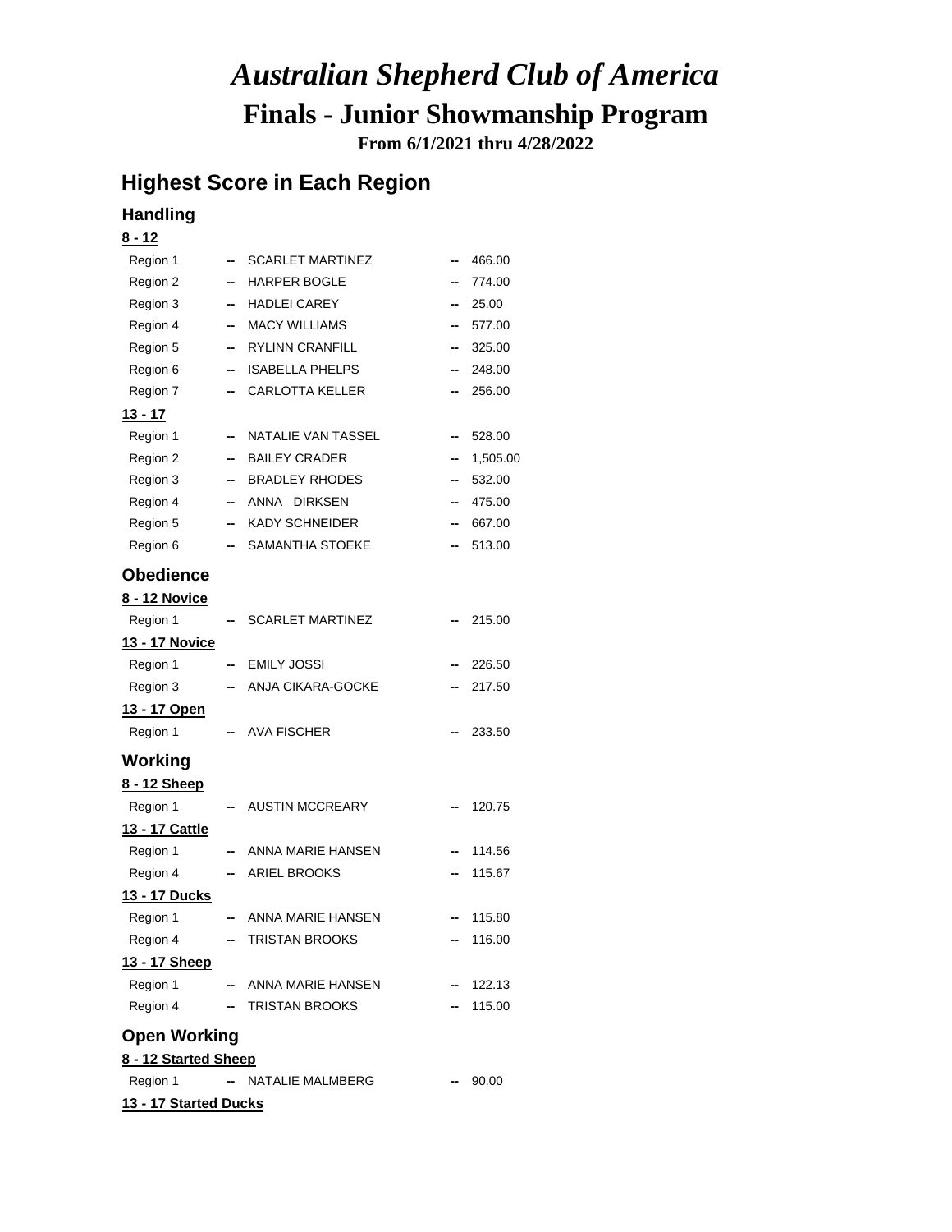# *Australian Shepherd Club of America*

## Finals - Junior Showmanship Program

**From 6/1/2021 thru 4/28/2022**

## Highest Score in Each Region

### Handling

**8 - 12**

| | | | | |
|---|---|---|---|---|
| Region 1 | -- | SCARLET MARTINEZ | -- | 466.00 |
| Region 2 | -- | HARPER BOGLE | -- | 774.00 |
| Region 3 | -- | HADLEI CAREY | -- | 25.00 |
| Region 4 | -- | MACY WILLIAMS | -- | 577.00 |
| Region 5 | -- | RYLINN CRANFILL | -- | 325.00 |
| Region 6 | -- | ISABELLA PHELPS | -- | 248.00 |
| Region 7 | -- | CARLOTTA KELLER | -- | 256.00 |

**13 - 17**

| | | | | |
|---|---|---|---|---|
| Region 1 | -- | NATALIE VAN TASSEL | -- | 528.00 |
| Region 2 | -- | BAILEY CRADER | -- | 1,505.00 |
| Region 3 | -- | BRADLEY RHODES | -- | 532.00 |
| Region 4 | -- | ANNA DIRKSEN | -- | 475.00 |
| Region 5 | -- | KADY SCHNEIDER | -- | 667.00 |
| Region 6 | -- | SAMANTHA STOEKE | -- | 513.00 |

### Obedience

**8 - 12 Novice**

| | | | | |
|---|---|---|---|---|
| Region 1 | -- | SCARLET MARTINEZ | -- | 215.00 |

**13 - 17 Novice**

| | | | | |
|---|---|---|---|---|
| Region 1 | -- | EMILY JOSSI | -- | 226.50 |
| Region 3 | -- | ANJA CIKARA-GOCKE | -- | 217.50 |

**13 - 17 Open**

| | | | | |
|---|---|---|---|---|
| Region 1 | -- | AVA FISCHER | -- | 233.50 |

### Working

**8 - 12 Sheep**

| | | | | |
|---|---|---|---|---|
| Region 1 | -- | AUSTIN MCCREARY | -- | 120.75 |

**13 - 17 Cattle**

| | | | | |
|---|---|---|---|---|
| Region 1 | -- | ANNA MARIE HANSEN | -- | 114.56 |
| Region 4 | -- | ARIEL BROOKS | -- | 115.67 |

**13 - 17 Ducks**

| | | | | |
|---|---|---|---|---|
| Region 1 | -- | ANNA MARIE HANSEN | -- | 115.80 |
| Region 4 | -- | TRISTAN BROOKS | -- | 116.00 |

**13 - 17 Sheep**

| | | | | |
|---|---|---|---|---|
| Region 1 | -- | ANNA MARIE HANSEN | -- | 122.13 |
| Region 4 | -- | TRISTAN BROOKS | -- | 115.00 |

### Open Working

**8 - 12 Started Sheep**

| | | | | |
|---|---|---|---|---|
| Region 1 | -- | NATALIE MALMBERG | -- | 90.00 |

**13 - 17 Started Ducks**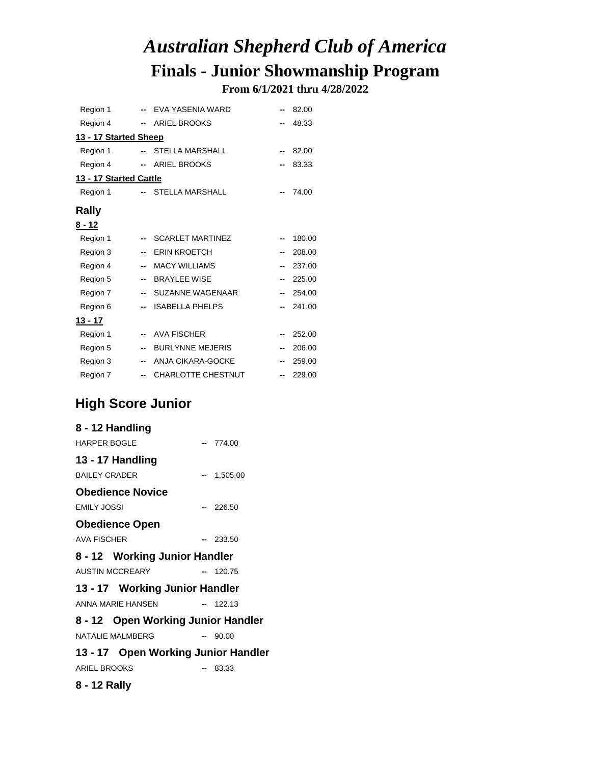# *Australian Shepherd Club of America*

## Finals - Junior Showmanship Program

**From 6/1/2021 thru 4/28/2022**

| | | | | |
|---|---|---|---|---|
| Region 1 | -- | EVA YASENIA WARD | -- | 82.00 |
| Region 4 | -- | ARIEL BROOKS | -- | 48.33 |

**13 - 17 Started Sheep**

| | | | | |
|---|---|---|---|---|
| Region 1 | -- | STELLA MARSHALL | -- | 82.00 |
| Region 4 | -- | ARIEL BROOKS | -- | 83.33 |

**13 - 17 Started Cattle**

| | | | | |
|---|---|---|---|---|
| Region 1 | -- | STELLA MARSHALL | -- | 74.00 |

### Rally

**8 - 12**

| | | | | |
|---|---|---|---|---|
| Region 1 | -- | SCARLET MARTINEZ | -- | 180.00 |
| Region 3 | -- | ERIN KROETCH | -- | 208.00 |
| Region 4 | -- | MACY WILLIAMS | -- | 237.00 |
| Region 5 | -- | BRAYLEE WISE | -- | 225.00 |
| Region 7 | -- | SUZANNE WAGENAAR | -- | 254.00 |
| Region 6 | -- | ISABELLA PHELPS | -- | 241.00 |

**13 - 17**

| | | | | |
|---|---|---|---|---|
| Region 1 | -- | AVA FISCHER | -- | 252.00 |
| Region 5 | -- | BURLYNNE MEJERIS | -- | 206.00 |
| Region 3 | -- | ANJA CIKARA-GOCKE | -- | 259.00 |
| Region 7 | -- | CHARLOTTE CHESTNUT | -- | 229.00 |

## High Score Junior

### 8 - 12 Handling

HARPER BOGLE -- 774.00

### 13 - 17 Handling

BAILEY CRADER -- 1,505.00

### Obedience Novice

EMILY JOSSI -- 226.50

### Obedience Open

AVA FISCHER -- 233.50

### 8 - 12 Working Junior Handler

AUSTIN MCCREARY -- 120.75

### 13 - 17 Working Junior Handler

ANNA MARIE HANSEN -- 122.13

### 8 - 12 Open Working Junior Handler

NATALIE MALMBERG -- 90.00

### 13 - 17 Open Working Junior Handler

ARIEL BROOKS -- 83.33

### 8 - 12 Rally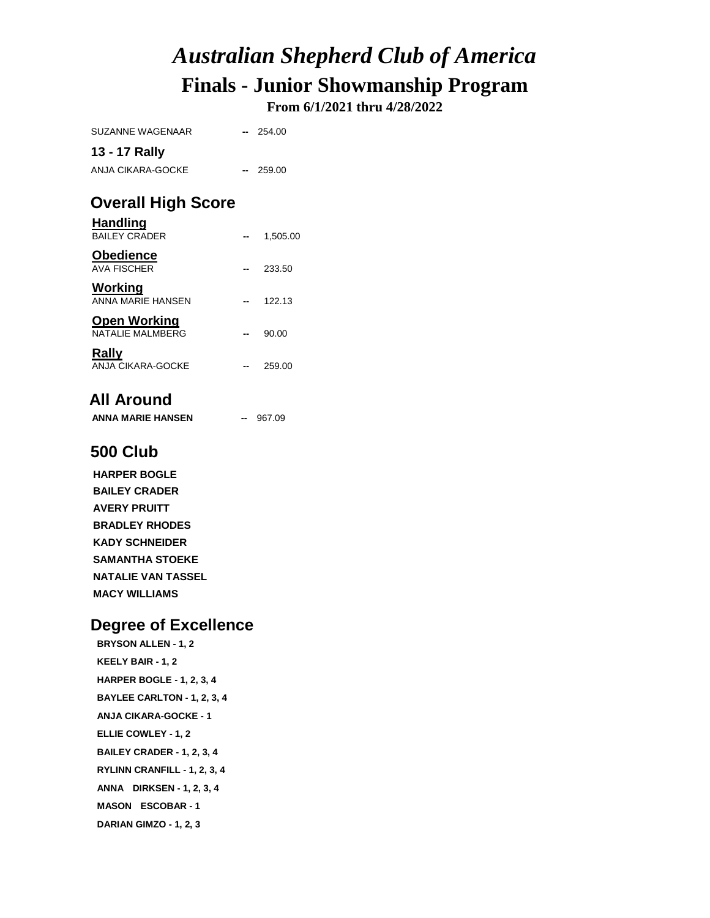# *Australian Shepherd Club of America*

## Finals - Junior Showmanship Program

**From 6/1/2021 thru 4/28/2022**

SUZANNE WAGENAAR -- 254.00

### 13 - 17 Rally

ANJA CIKARA-GOCKE -- 259.00

## Overall High Score

### Handling

BAILEY CRADER -- 1,505.00

### Obedience

AVA FISCHER -- 233.50

### Working

ANNA MARIE HANSEN -- 122.13

### Open Working

NATALIE MALMBERG -- 90.00

### Rally

ANJA CIKARA-GOCKE -- 259.00

## All Around

**ANNA MARIE HANSEN** -- 967.09

## 500 Club

**HARPER BOGLE**

**BAILEY CRADER**

**AVERY PRUITT**

**BRADLEY RHODES**

**KADY SCHNEIDER**

**SAMANTHA STOEKE**

**NATALIE VAN TASSEL**

**MACY WILLIAMS**

## Degree of Excellence

**BRYSON ALLEN - 1, 2**

**KEELY BAIR - 1, 2**

**HARPER BOGLE - 1, 2, 3, 4**

**BAYLEE CARLTON - 1, 2, 3, 4**

**ANJA CIKARA-GOCKE - 1**

**ELLIE COWLEY - 1, 2**

**BAILEY CRADER - 1, 2, 3, 4**

**RYLINN CRANFILL - 1, 2, 3, 4**

**ANNA DIRKSEN - 1, 2, 3, 4**

**MASON ESCOBAR - 1**

**DARIAN GIMZO - 1, 2, 3**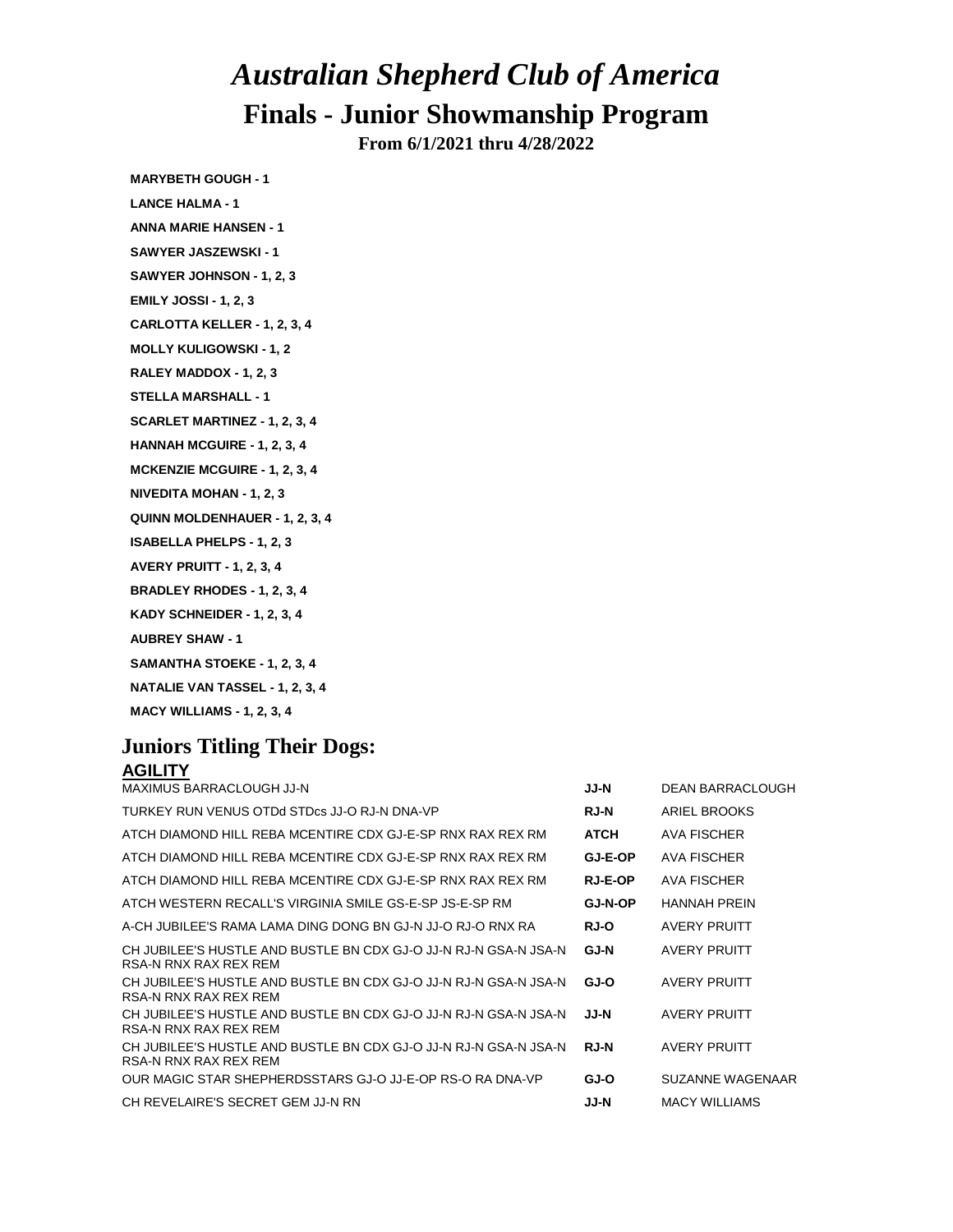# *Australian Shepherd Club of America*

## Finals - Junior Showmanship Program

**From 6/1/2021 thru 4/28/2022**

**MARYBETH GOUGH - 1**

**LANCE HALMA - 1**

**ANNA MARIE HANSEN - 1**

**SAWYER JASZEWSKI - 1**

**SAWYER JOHNSON - 1, 2, 3**

**EMILY JOSSI - 1, 2, 3**

**CARLOTTA KELLER - 1, 2, 3, 4**

**MOLLY KULIGOWSKI - 1, 2**

**RALEY MADDOX - 1, 2, 3**

**STELLA MARSHALL - 1**

**SCARLET MARTINEZ - 1, 2, 3, 4**

**HANNAH MCGUIRE - 1, 2, 3, 4**

**MCKENZIE MCGUIRE - 1, 2, 3, 4**

**NIVEDITA MOHAN - 1, 2, 3**

**QUINN MOLDENHAUER - 1, 2, 3, 4**

**ISABELLA PHELPS - 1, 2, 3**

**AVERY PRUITT - 1, 2, 3, 4**

**BRADLEY RHODES - 1, 2, 3, 4**

**KADY SCHNEIDER - 1, 2, 3, 4**

**AUBREY SHAW - 1**

**SAMANTHA STOEKE - 1, 2, 3, 4**

**NATALIE VAN TASSEL - 1, 2, 3, 4**

**MACY WILLIAMS - 1, 2, 3, 4**

## Juniors Titling Their Dogs:

### AGILITY

| | | |
|---|---|---|
| MAXIMUS BARRACLOUGH JJ-N | **JJ-N** | DEAN BARRACLOUGH |
| TURKEY RUN VENUS OTDd STDcs JJ-O RJ-N DNA-VP | **RJ-N** | ARIEL BROOKS |
| ATCH DIAMOND HILL REBA MCENTIRE CDX GJ-E-SP RNX RAX REX RM | **ATCH** | AVA FISCHER |
| ATCH DIAMOND HILL REBA MCENTIRE CDX GJ-E-SP RNX RAX REX RM | **GJ-E-OP** | AVA FISCHER |
| ATCH DIAMOND HILL REBA MCENTIRE CDX GJ-E-SP RNX RAX REX RM | **RJ-E-OP** | AVA FISCHER |
| ATCH WESTERN RECALL'S VIRGINIA SMILE GS-E-SP JS-E-SP RM | **GJ-N-OP** | HANNAH PREIN |
| A-CH JUBILEE'S RAMA LAMA DING DONG BN GJ-N JJ-O RJ-O RNX RA | **RJ-O** | AVERY PRUITT |
| CH JUBILEE'S HUSTLE AND BUSTLE BN CDX GJ-O JJ-N RJ-N GSA-N JSA-N RSA-N RNX RAX REX REM | **GJ-N** | AVERY PRUITT |
| CH JUBILEE'S HUSTLE AND BUSTLE BN CDX GJ-O JJ-N RJ-N GSA-N JSA-N RSA-N RNX RAX REX REM | **GJ-O** | AVERY PRUITT |
| CH JUBILEE'S HUSTLE AND BUSTLE BN CDX GJ-O JJ-N RJ-N GSA-N JSA-N RSA-N RNX RAX REX REM | **JJ-N** | AVERY PRUITT |
| CH JUBILEE'S HUSTLE AND BUSTLE BN CDX GJ-O JJ-N RJ-N GSA-N JSA-N RSA-N RNX RAX REX REM | **RJ-N** | AVERY PRUITT |
| OUR MAGIC STAR SHEPHERDSSTARS GJ-O JJ-E-OP RS-O RA DNA-VP | **GJ-O** | SUZANNE WAGENAAR |
| CH REVELAIRE'S SECRET GEM JJ-N RN | **JJ-N** | MACY WILLIAMS |